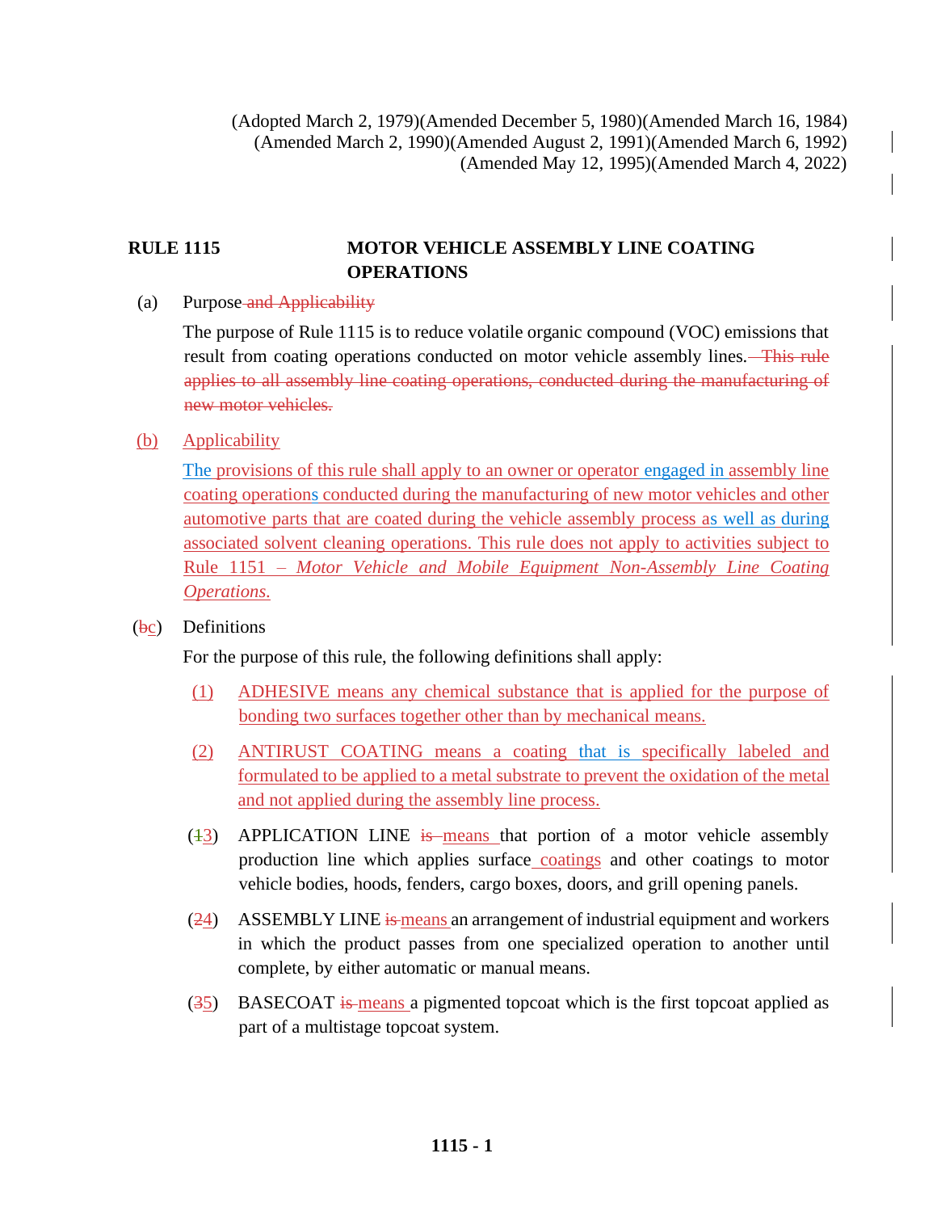(Adopted March 2, 1979)(Amended December 5, 1980)(Amended March 16, 1984)
(Amended March 2, 1990)(Amended August 2, 1991)(Amended March 6, 1992)
(Amended May 12, 1995)(Amended March 4, 2022)

# RULE 1115 MOTOR VEHICLE ASSEMBLY LINE COATING OPERATIONS

(a) Purpose ~~and Applicability~~

The purpose of Rule 1115 is to reduce volatile organic compound (VOC) emissions that result from coating operations conducted on motor vehicle assembly lines. ~~This rule applies to all assembly line coating operations, conducted during the manufacturing of new motor vehicles.~~

(b) Applicability

The provisions of this rule shall apply to an owner or operator engaged in assembly line coating operations conducted during the manufacturing of new motor vehicles and other automotive parts that are coated during the vehicle assembly process as well as during associated solvent cleaning operations. This rule does not apply to activities subject to Rule 1151 – *Motor Vehicle and Mobile Equipment Non-Assembly Line Coating Operations.*

(~~b~~c) Definitions

For the purpose of this rule, the following definitions shall apply:

(1) ADHESIVE means any chemical substance that is applied for the purpose of bonding two surfaces together other than by mechanical means.

(2) ANTIRUST COATING means a coating that is specifically labeled and formulated to be applied to a metal substrate to prevent the oxidation of the metal and not applied during the assembly line process.

(~~1~~3) APPLICATION LINE ~~is~~ means that portion of a motor vehicle assembly production line which applies surface coatings and other coatings to motor vehicle bodies, hoods, fenders, cargo boxes, doors, and grill opening panels.

(~~2~~4) ASSEMBLY LINE ~~is~~ means an arrangement of industrial equipment and workers in which the product passes from one specialized operation to another until complete, by either automatic or manual means.

(~~3~~5) BASECOAT ~~is~~ means a pigmented topcoat which is the first topcoat applied as part of a multistage topcoat system.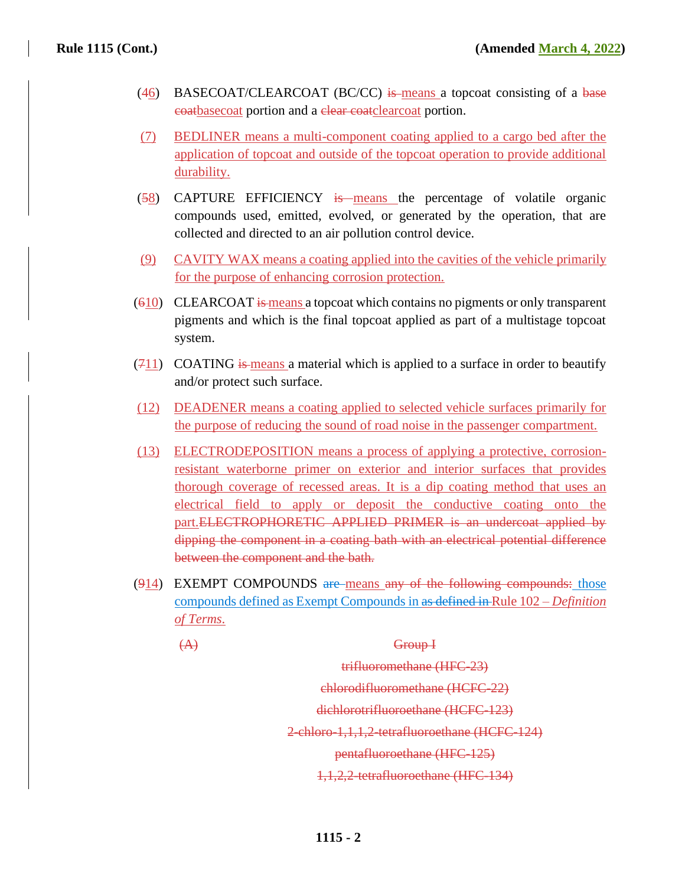(~~4~~6) BASECOAT/CLEARCOAT (BC/CC) ~~is~~ means a topcoat consisting of a ~~base coat~~basecoat portion and a ~~clear coat~~clearcoat portion.

(7) BEDLINER means a multi-component coating applied to a cargo bed after the application of topcoat and outside of the topcoat operation to provide additional durability.

(~~5~~8) CAPTURE EFFICIENCY ~~is~~ means the percentage of volatile organic compounds used, emitted, evolved, or generated by the operation, that are collected and directed to an air pollution control device.

(9) CAVITY WAX means a coating applied into the cavities of the vehicle primarily for the purpose of enhancing corrosion protection.

(~~6~~10) CLEARCOAT ~~is~~ means a topcoat which contains no pigments or only transparent pigments and which is the final topcoat applied as part of a multistage topcoat system.

(~~7~~11) COATING ~~is~~ means a material which is applied to a surface in order to beautify and/or protect such surface.

(12) DEADENER means a coating applied to selected vehicle surfaces primarily for the purpose of reducing the sound of road noise in the passenger compartment.

(13) ELECTRODEPOSITION means a process of applying a protective, corrosion-resistant waterborne primer on exterior and interior surfaces that provides thorough coverage of recessed areas. It is a dip coating method that uses an electrical field to apply or deposit the conductive coating onto the part.~~ELECTROPHORETIC APPLIED PRIMER is an undercoat applied by dipping the component in a coating bath with an electrical potential difference between the component and the bath.~~

(~~9~~14) EXEMPT COMPOUNDS ~~are~~ means ~~any of the following compounds:~~ those compounds defined as Exempt Compounds in ~~as defined in~~ Rule 102 – *Definition of Terms*.

~~(A)~~ ~~Group I~~

~~trifluoromethane (HFC-23)~~

~~chlorodifluoromethane (HCFC-22)~~

~~dichlorotrifluoroethane (HCFC-123)~~

~~2-chloro-1,1,1,2-tetrafluoroethane (HCFC-124)~~

~~pentafluoroethane (HFC-125)~~

~~1,1,2,2-tetrafluoroethane (HFC-134)~~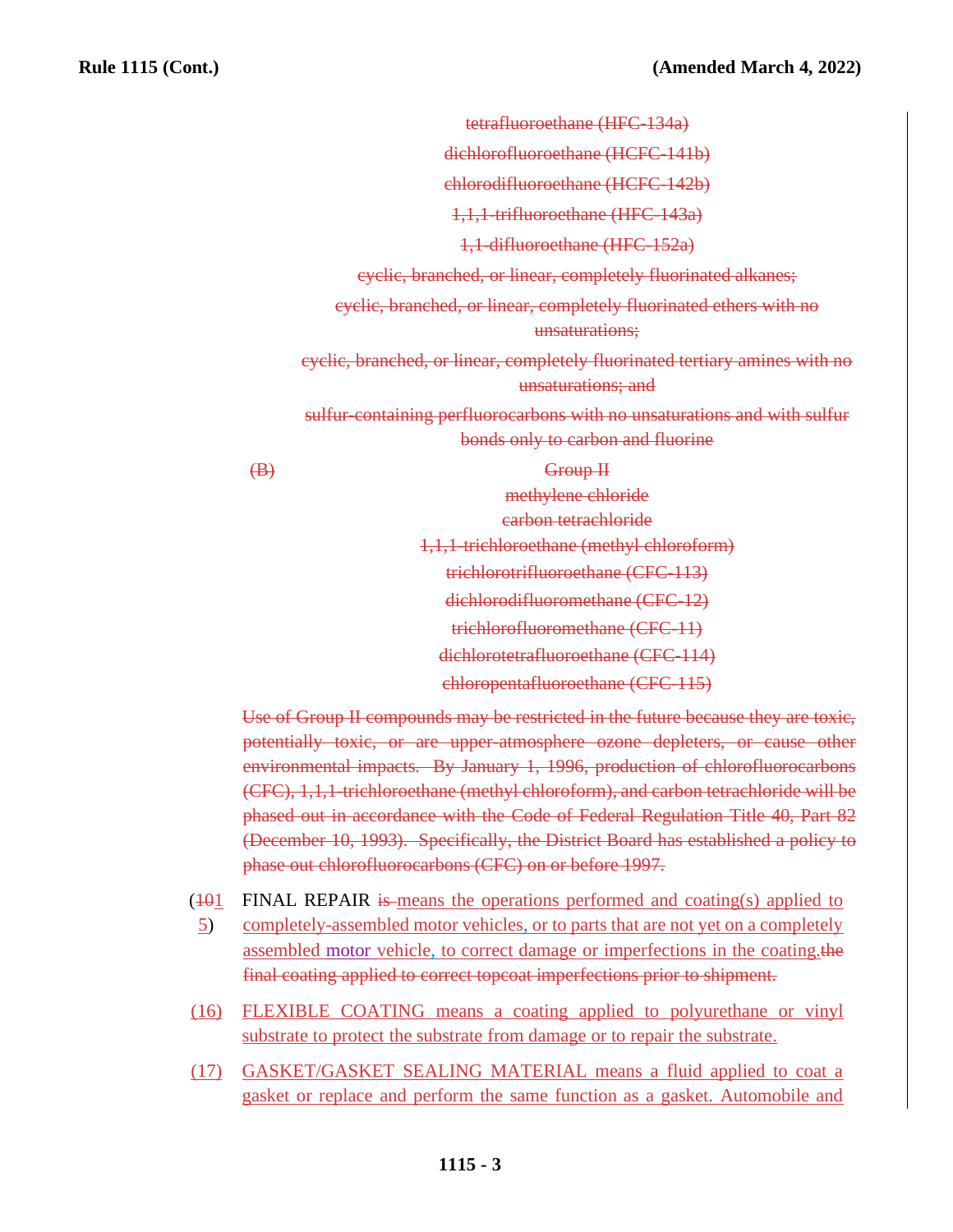~~tetrafluoroethane (HFC-134a)~~

~~dichlorofluoroethane (HCFC-141b)~~

~~chlorodifluoroethane (HCFC-142b)~~

~~1,1,1-trifluoroethane (HFC-143a)~~

~~1,1-difluoroethane (HFC-152a)~~

~~cyclic, branched, or linear, completely fluorinated alkanes;~~

~~cyclic, branched, or linear, completely fluorinated ethers with no unsaturations;~~

~~cyclic, branched, or linear, completely fluorinated tertiary amines with no unsaturations; and~~

~~sulfur-containing perfluorocarbons with no unsaturations and with sulfur bonds only to carbon and fluorine~~

~~(B)~~ ~~Group II~~

~~methylene chloride~~

~~carbon tetrachloride~~

~~1,1,1-trichloroethane (methyl chloroform)~~

~~trichlorotrifluoroethane (CFC-113)~~

~~dichlorodifluoromethane (CFC-12)~~

~~trichlorofluoromethane (CFC-11)~~

~~dichlorotetrafluoroethane (CFC-114)~~

~~chloropentafluoroethane (CFC-115)~~

~~Use of Group II compounds may be restricted in the future because they are toxic, potentially toxic, or are upper-atmosphere ozone depleters, or cause other environmental impacts. By January 1, 1996, production of chlorofluorocarbons (CFC), 1,1,1-trichloroethane (methyl chloroform), and carbon tetrachloride will be phased out in accordance with the Code of Federal Regulation Title 40, Part 82 (December 10, 1993). Specifically, the District Board has established a policy to phase out chlorofluorocarbons (CFC) on or before 1997.~~

(~~10~~15) FINAL REPAIR ~~is~~ means the operations performed and coating(s) applied to completely-assembled motor vehicles, or to parts that are not yet on a completely assembled motor vehicle, to correct damage or imperfections in the coating.~~the final coating applied to correct topcoat imperfections prior to shipment.~~

(16) FLEXIBLE COATING means a coating applied to polyurethane or vinyl substrate to protect the substrate from damage or to repair the substrate.

(17) GASKET/GASKET SEALING MATERIAL means a fluid applied to coat a gasket or replace and perform the same function as a gasket. Automobile and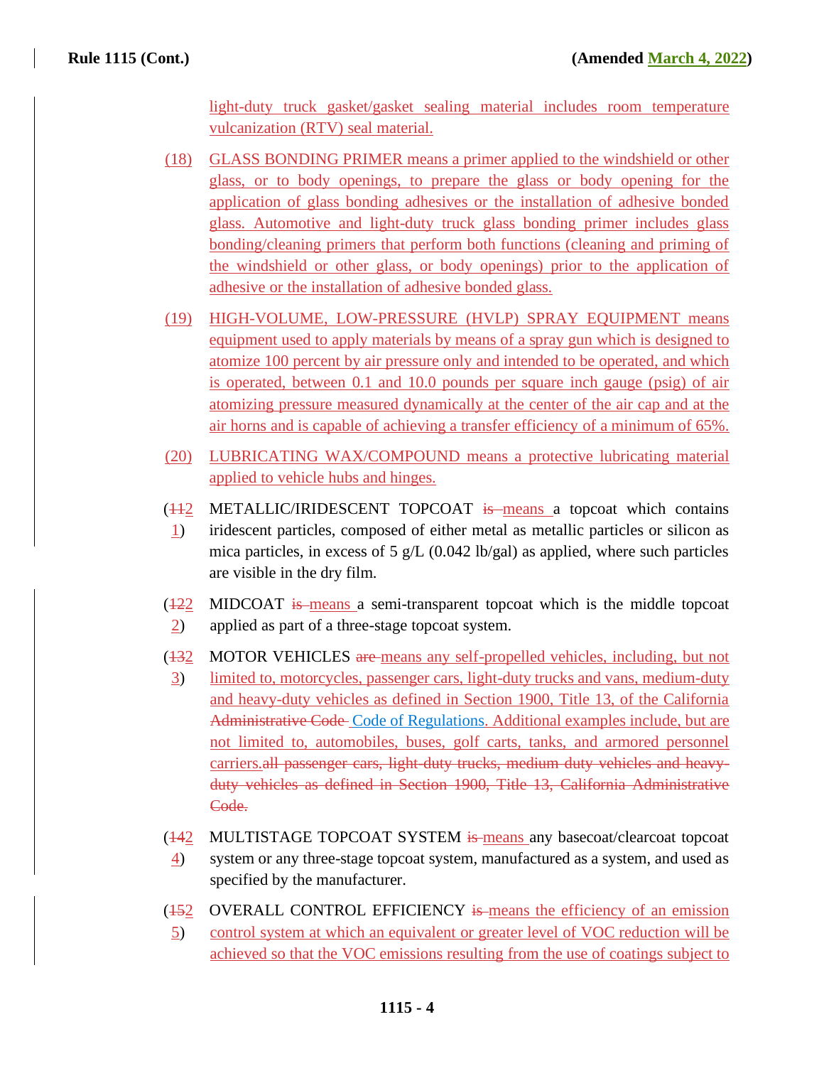light-duty truck gasket/gasket sealing material includes room temperature vulcanization (RTV) seal material.

(18) GLASS BONDING PRIMER means a primer applied to the windshield or other glass, or to body openings, to prepare the glass or body opening for the application of glass bonding adhesives or the installation of adhesive bonded glass. Automotive and light-duty truck glass bonding primer includes glass bonding/cleaning primers that perform both functions (cleaning and priming of the windshield or other glass, or body openings) prior to the application of adhesive or the installation of adhesive bonded glass.

(19) HIGH-VOLUME, LOW-PRESSURE (HVLP) SPRAY EQUIPMENT means equipment used to apply materials by means of a spray gun which is designed to atomize 100 percent by air pressure only and intended to be operated, and which is operated, between 0.1 and 10.0 pounds per square inch gauge (psig) of air atomizing pressure measured dynamically at the center of the air cap and at the air horns and is capable of achieving a transfer efficiency of a minimum of 65%.

(20) LUBRICATING WAX/COMPOUND means a protective lubricating material applied to vehicle hubs and hinges.

(~~11~~21) METALLIC/IRIDESCENT TOPCOAT ~~is~~ means a topcoat which contains iridescent particles, composed of either metal as metallic particles or silicon as mica particles, in excess of 5 g/L (0.042 lb/gal) as applied, where such particles are visible in the dry film.

(~~12~~22) MIDCOAT ~~is~~ means a semi-transparent topcoat which is the middle topcoat applied as part of a three-stage topcoat system.

(~~13~~23) MOTOR VEHICLES ~~are~~ means any self-propelled vehicles, including, but not limited to, motorcycles, passenger cars, light-duty trucks and vans, medium-duty and heavy-duty vehicles as defined in Section 1900, Title 13, of the California ~~Administrative Code~~ Code of Regulations. Additional examples include, but are not limited to, automobiles, buses, golf carts, tanks, and armored personnel carriers.~~all passenger cars, light-duty trucks, medium duty vehicles and heavy-duty vehicles as defined in Section 1900, Title 13, California Administrative Code.~~

(~~14~~24) MULTISTAGE TOPCOAT SYSTEM ~~is~~ means any basecoat/clearcoat topcoat system or any three-stage topcoat system, manufactured as a system, and used as specified by the manufacturer.

(~~15~~25) OVERALL CONTROL EFFICIENCY ~~is~~ means the efficiency of an emission control system at which an equivalent or greater level of VOC reduction will be achieved so that the VOC emissions resulting from the use of coatings subject to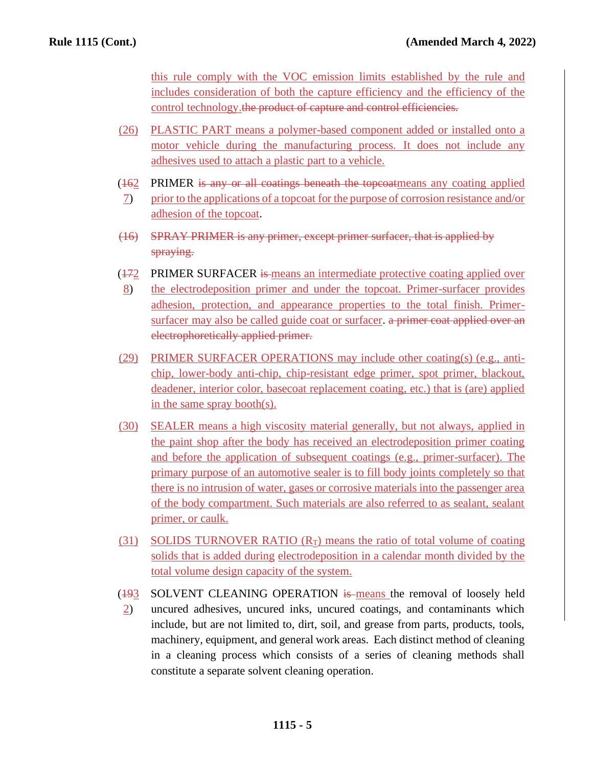this rule comply with the VOC emission limits established by the rule and includes consideration of both the capture efficiency and the efficiency of the control technology.~~the product of capture and control efficiencies.~~

(26) PLASTIC PART means a polymer-based component added or installed onto a motor vehicle during the manufacturing process. It does not include any adhesives used to attach a plastic part to a vehicle.

(~~16~~27) PRIMER ~~is any or all coatings beneath the topcoat~~means any coating applied prior to the applications of a topcoat for the purpose of corrosion resistance and/or adhesion of the topcoat.

~~(16) SPRAY PRIMER is any primer, except primer surfacer, that is applied by spraying.~~

(~~17~~28) PRIMER SURFACER ~~is~~ means an intermediate protective coating applied over the electrodeposition primer and under the topcoat. Primer-surfacer provides adhesion, protection, and appearance properties to the total finish. Primer-surfacer may also be called guide coat or surfacer. ~~a primer coat applied over an electrophoretically applied primer.~~

(29) PRIMER SURFACER OPERATIONS may include other coating(s) (e.g., anti-chip, lower-body anti-chip, chip-resistant edge primer, spot primer, blackout, deadener, interior color, basecoat replacement coating, etc.) that is (are) applied in the same spray booth(s).

(30) SEALER means a high viscosity material generally, but not always, applied in the paint shop after the body has received an electrodeposition primer coating and before the application of subsequent coatings (e.g., primer-surfacer). The primary purpose of an automotive sealer is to fill body joints completely so that there is no intrusion of water, gases or corrosive materials into the passenger area of the body compartment. Such materials are also referred to as sealant, sealant primer, or caulk.

(31) SOLIDS TURNOVER RATIO ($R_T$) means the ratio of total volume of coating solids that is added during electrodeposition in a calendar month divided by the total volume design capacity of the system.

(~~19~~32) SOLVENT CLEANING OPERATION ~~is~~ means the removal of loosely held uncured adhesives, uncured inks, uncured coatings, and contaminants which include, but are not limited to, dirt, soil, and grease from parts, products, tools, machinery, equipment, and general work areas. Each distinct method of cleaning in a cleaning process which consists of a series of cleaning methods shall constitute a separate solvent cleaning operation.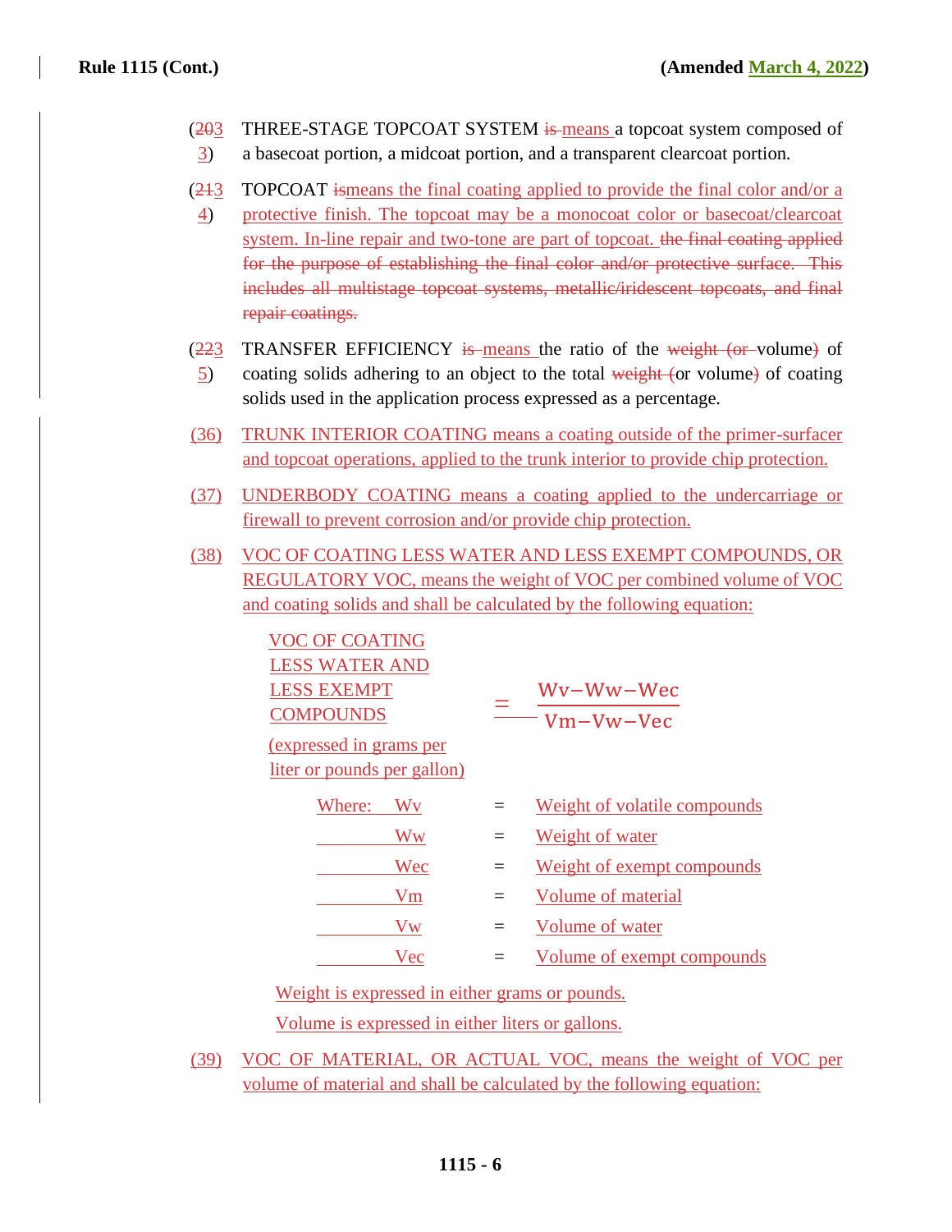(33) THREE-STAGE TOPCOAT SYSTEM means a topcoat system composed of a basecoat portion, a midcoat portion, and a transparent clearcoat portion.

(34) TOPCOAT means the final coating applied to provide the final color and/or a protective finish. The topcoat may be a monocoat color or basecoat/clearcoat system. In-line repair and two-tone are part of topcoat.

(35) TRANSFER EFFICIENCY means the ratio of the volume of coating solids adhering to an object to the total volume of coating solids used in the application process expressed as a percentage.

(36) TRUNK INTERIOR COATING means a coating outside of the primer-surfacer and topcoat operations, applied to the trunk interior to provide chip protection.

(37) UNDERBODY COATING means a coating applied to the undercarriage or firewall to prevent corrosion and/or provide chip protection.

(38) VOC OF COATING LESS WATER AND LESS EXEMPT COMPOUNDS, OR REGULATORY VOC, means the weight of VOC per combined volume of VOC and coating solids and shall be calculated by the following equation:

VOC OF COATING LESS WATER AND LESS EXEMPT COMPOUNDS (expressed in grams per liter or pounds per gallon)

$$= \frac{Wv - Ww - Wec}{Vm - Vw - Vec}$$

| Where: | | | |
|---|---|---|---|
| | Wv | = | Weight of volatile compounds |
| | Ww | = | Weight of water |
| | Wec | = | Weight of exempt compounds |
| | Vm | = | Volume of material |
| | Vw | = | Volume of water |
| | Vec | = | Volume of exempt compounds |

Weight is expressed in either grams or pounds.

Volume is expressed in either liters or gallons.

(39) VOC OF MATERIAL, OR ACTUAL VOC, means the weight of VOC per volume of material and shall be calculated by the following equation: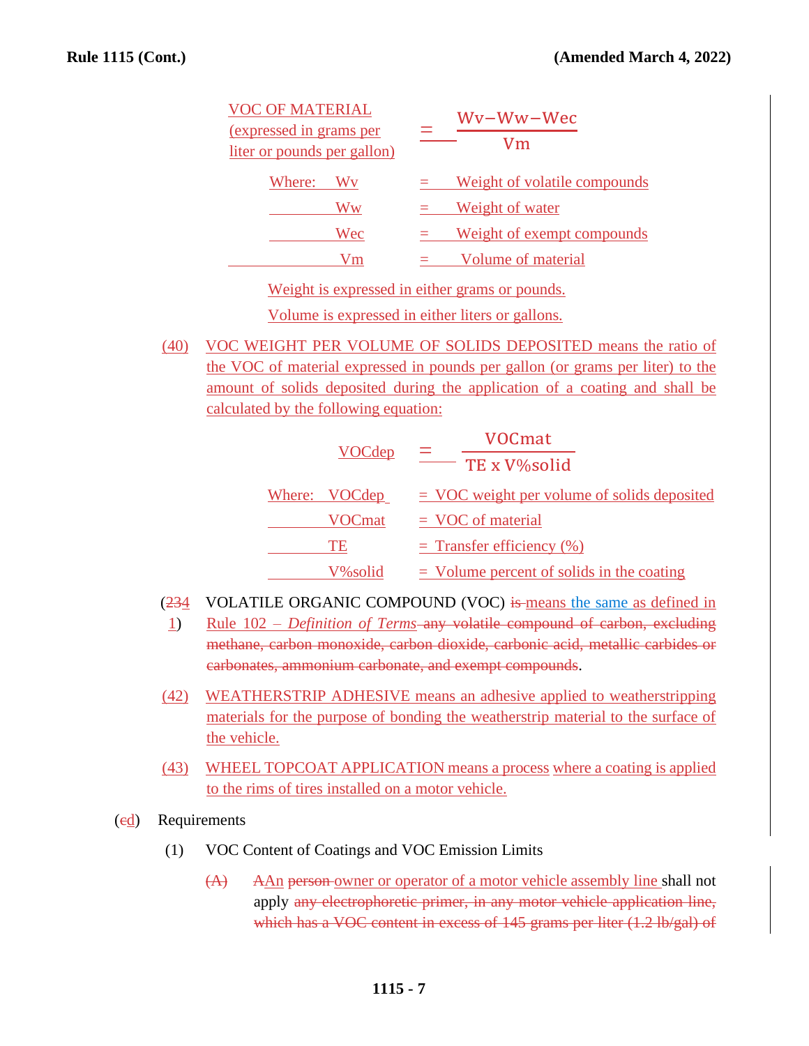VOC OF MATERIAL (expressed in grams per liter or pounds per gallon)

$$\text{VOC OF MATERIAL} = \frac{Wv - Ww - Wec}{Vm}$$

| | | |
|---|---|---|
| Where: | Wv | = Weight of volatile compounds |
| | Ww | = Weight of water |
| | Wec | = Weight of exempt compounds |
| | Vm | = Volume of material |

Weight is expressed in either grams or pounds.

Volume is expressed in either liters or gallons.

(40) VOC WEIGHT PER VOLUME OF SOLIDS DEPOSITED means the ratio of the VOC of material expressed in pounds per gallon (or grams per liter) to the amount of solids deposited during the application of a coating and shall be calculated by the following equation:

$$VOCdep = \frac{VOCmat}{TE \times V\%solid}$$

| | | |
|---|---|---|
| Where: | VOCdep | = VOC weight per volume of solids deposited |
| | VOCmat | = VOC of material |
| | TE | = Transfer efficiency (%) |
| | V%solid | = Volume percent of solids in the coating |

(~~23~~~~4~~41) VOLATILE ORGANIC COMPOUND (VOC) ~~is~~ means the same as defined in Rule 102 – *Definition of Terms* ~~any volatile compound of carbon, excluding methane, carbon monoxide, carbon dioxide, carbonic acid, metallic carbides or carbonates, ammonium carbonate, and exempt compounds~~.

(42) WEATHERSTRIP ADHESIVE means an adhesive applied to weatherstripping materials for the purpose of bonding the weatherstrip material to the surface of the vehicle.

(43) WHEEL TOPCOAT APPLICATION means a process where a coating is applied to the rims of tires installed on a motor vehicle.

(~~c~~d) Requirements

(1) VOC Content of Coatings and VOC Emission Limits

~~(A)~~ ~~A~~An ~~person~~ owner or operator of a motor vehicle assembly line shall not apply ~~any electrophoretic primer, in any motor vehicle application line, which has a VOC content in excess of 145 grams per liter (1.2 lb/gal) of~~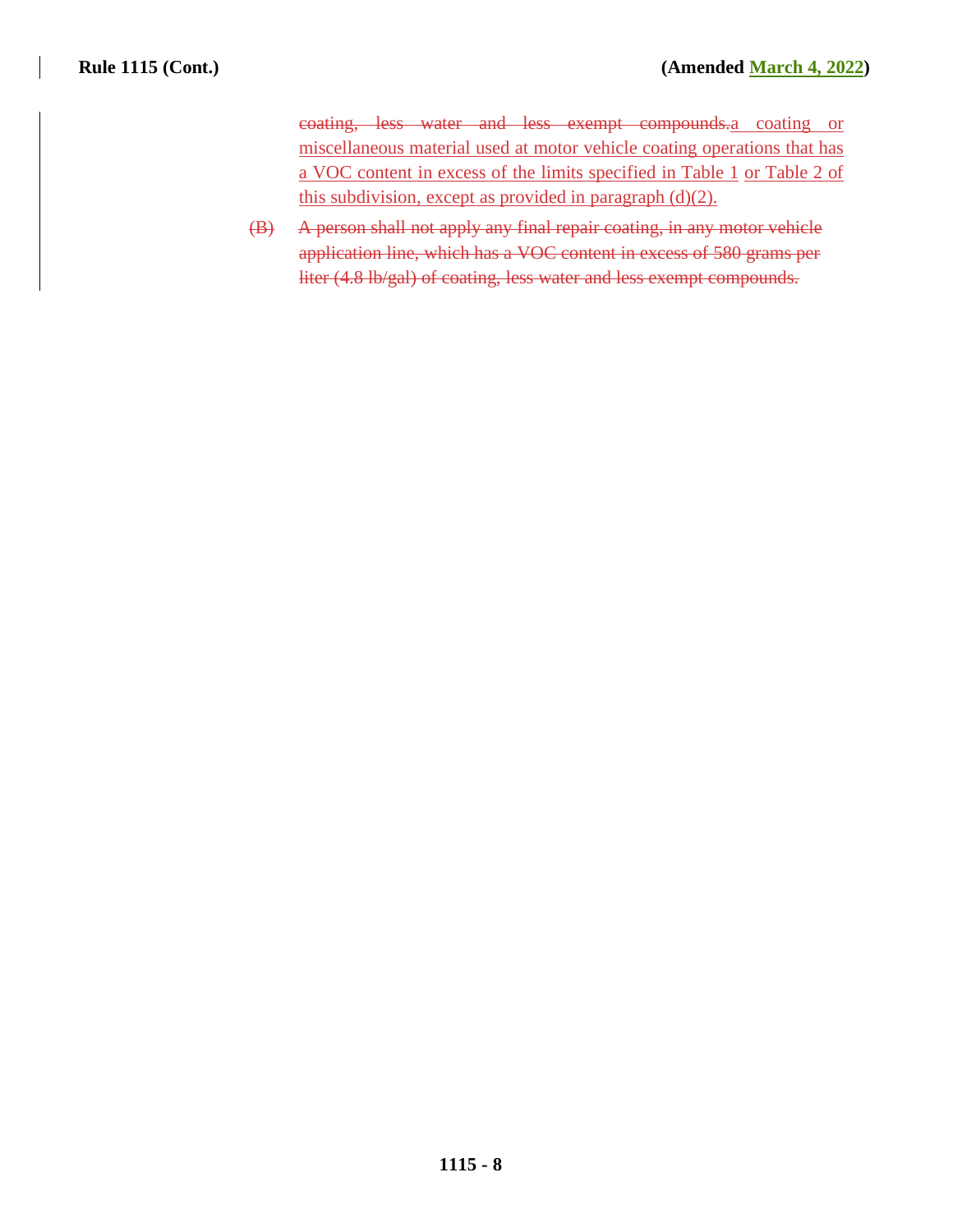~~coating, less water and less exempt compounds.~~<ins>a coating or miscellaneous material used at motor vehicle coating operations that has a VOC content in excess of the limits specified in Table 1</ins> <ins>or Table 2 of this subdivision, except as provided in paragraph (d)(2).</ins>

~~(B) A person shall not apply any final repair coating, in any motor vehicle application line, which has a VOC content in excess of 580 grams per liter (4.8 lb/gal) of coating, less water and less exempt compounds.~~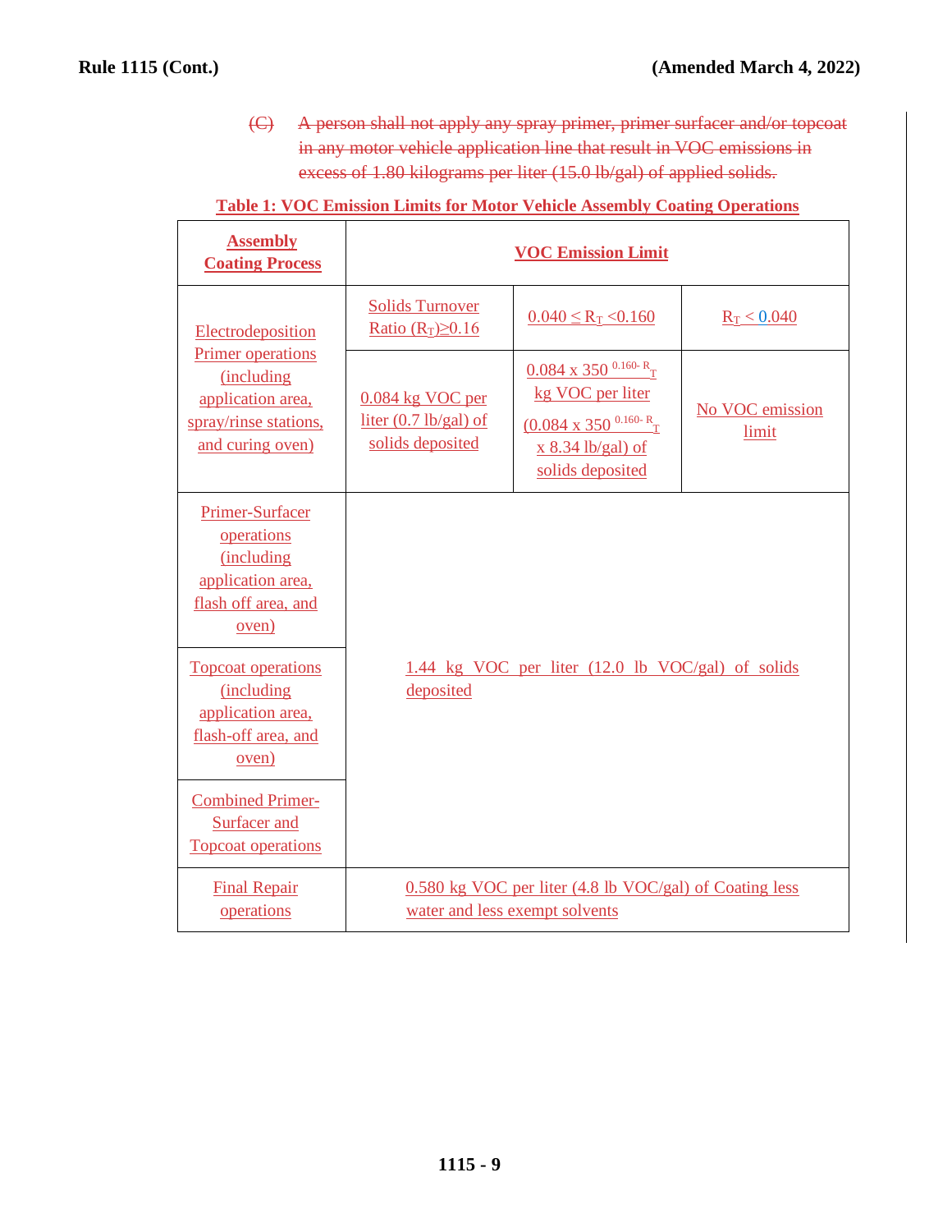(C) ~~A person shall not apply any spray primer, primer surfacer and/or topcoat in any motor vehicle application line that result in VOC emissions in excess of 1.80 kilograms per liter (15.0 lb/gal) of applied solids.~~

**Table 1: VOC Emission Limits for Motor Vehicle Assembly Coating Operations**

| Assembly Coating Process | VOC Emission Limit | | |
|---|---|---|---|
| Electrodeposition Primer operations (including application area, spray/rinse stations, and curing oven) | Solids Turnover Ratio ($R_T$)≥0.16 | $0.040 \leq R_T < 0.160$ | $R_T < 0.040$ |
| | 0.084 kg VOC per liter (0.7 lb/gal) of solids deposited | $0.084 \times 350^{0.160-R_T}$ kg VOC per liter ($0.084 \times 350^{0.160-R_T} \times 8.34$ lb/gal) of solids deposited | No VOC emission limit |
| Primer-Surfacer operations (including application area, flash off area, and oven) | 1.44 kg VOC per liter (12.0 lb VOC/gal) of solids deposited | | |
| Topcoat operations (including application area, flash-off area, and oven) | | | |
| Combined Primer-Surfacer and Topcoat operations | | | |
| Final Repair operations | 0.580 kg VOC per liter (4.8 lb VOC/gal) of Coating less water and less exempt solvents | | |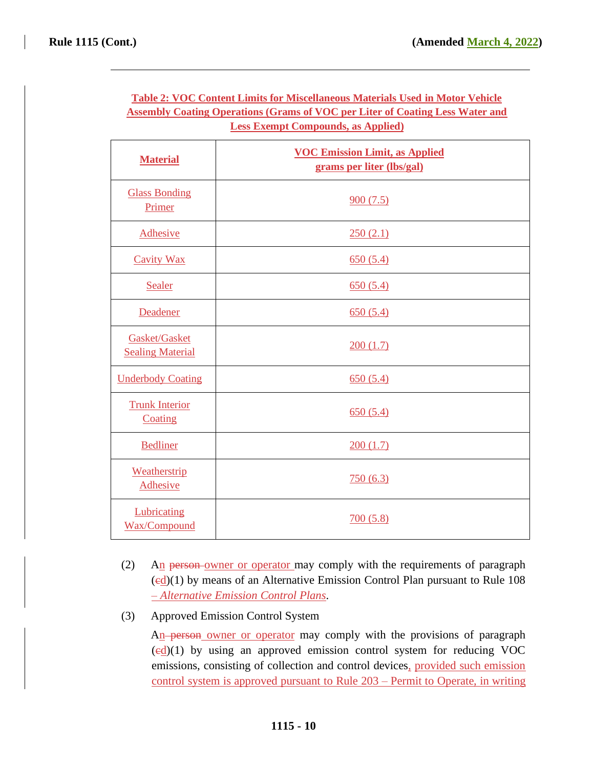**Table 2: VOC Content Limits for Miscellaneous Materials Used in Motor Vehicle Assembly Coating Operations (Grams of VOC per Liter of Coating Less Water and Less Exempt Compounds, as Applied)**

| Material | VOC Emission Limit, as Applied grams per liter (lbs/gal) |
|---|---|
| Glass Bonding Primer | 900 (7.5) |
| Adhesive | 250 (2.1) |
| Cavity Wax | 650 (5.4) |
| Sealer | 650 (5.4) |
| Deadener | 650 (5.4) |
| Gasket/Gasket Sealing Material | 200 (1.7) |
| Underbody Coating | 650 (5.4) |
| Trunk Interior Coating | 650 (5.4) |
| Bedliner | 200 (1.7) |
| Weatherstrip Adhesive | 750 (6.3) |
| Lubricating Wax/Compound | 700 (5.8) |

(2) An ~~person~~ owner or operator may comply with the requirements of paragraph (~~c~~d)(1) by means of an Alternative Emission Control Plan pursuant to Rule 108 *– Alternative Emission Control Plans*.

(3) Approved Emission Control System

An ~~person~~ owner or operator may comply with the provisions of paragraph (~~c~~d)(1) by using an approved emission control system for reducing VOC emissions, consisting of collection and control devices, provided such emission control system is approved pursuant to Rule 203 – Permit to Operate, in writing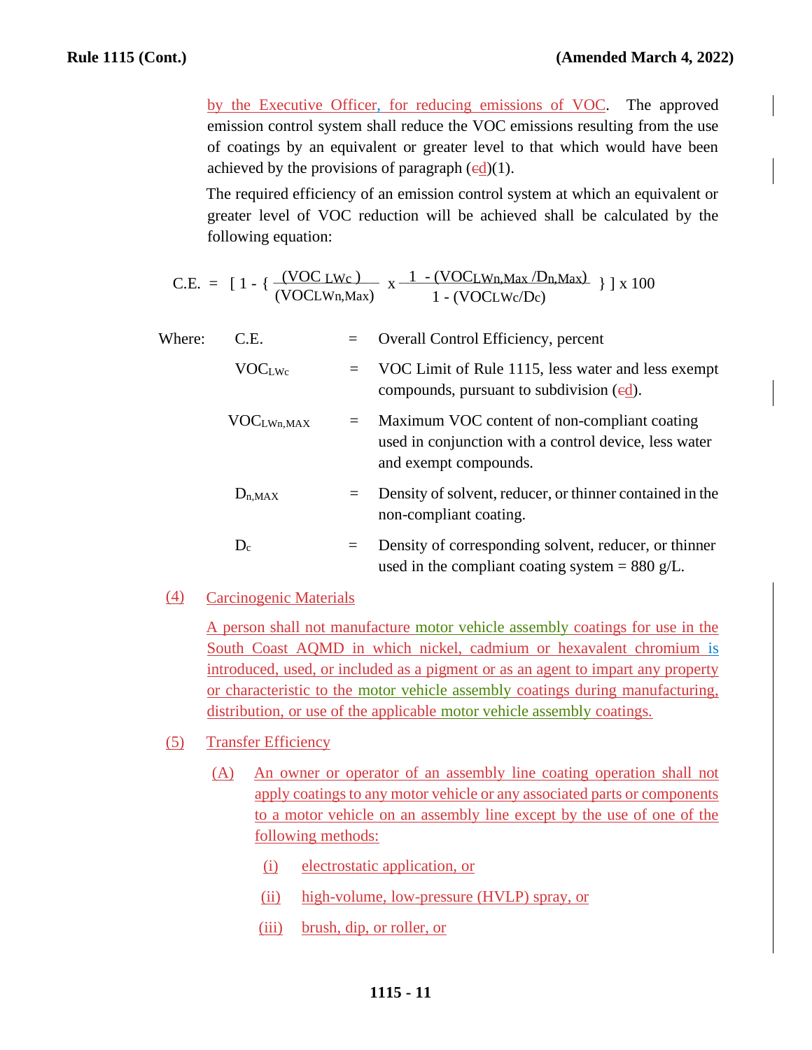by the Executive Officer, for reducing emissions of VOC. The approved emission control system shall reduce the VOC emissions resulting from the use of coatings by an equivalent or greater level to that which would have been achieved by the provisions of paragraph (~~c~~d)(1).

The required efficiency of an emission control system at which an equivalent or greater level of VOC reduction will be achieved shall be calculated by the following equation:

$$C.E. = \left[ 1 - \left\{ \frac{(VOC_{LWc})}{(VOC_{LWn,Max})} \times \frac{1 - (VOC_{LWn,Max} / D_{n,Max})}{1 - (VOC_{LWc}/D_c)} \right\} \right] \times 100$$

Where:

| | | |
|---|---|---|
| C.E. | = | Overall Control Efficiency, percent |
| $VOC_{LWc}$ | = | VOC Limit of Rule 1115, less water and less exempt compounds, pursuant to subdivision (~~c~~d). |
| $VOC_{LWn,MAX}$ | = | Maximum VOC content of non-compliant coating used in conjunction with a control device, less water and exempt compounds. |
| $D_{n,MAX}$ | = | Density of solvent, reducer, or thinner contained in the non-compliant coating. |
| $D_c$ | = | Density of corresponding solvent, reducer, or thinner used in the compliant coating system = 880 g/L. |

(4) Carcinogenic Materials

A person shall not manufacture motor vehicle assembly coatings for use in the South Coast AQMD in which nickel, cadmium or hexavalent chromium is introduced, used, or included as a pigment or as an agent to impart any property or characteristic to the motor vehicle assembly coatings during manufacturing, distribution, or use of the applicable motor vehicle assembly coatings.

(5) Transfer Efficiency

(A) An owner or operator of an assembly line coating operation shall not apply coatings to any motor vehicle or any associated parts or components to a motor vehicle on an assembly line except by the use of one of the following methods:

(i) electrostatic application, or

(ii) high-volume, low-pressure (HVLP) spray, or

(iii) brush, dip, or roller, or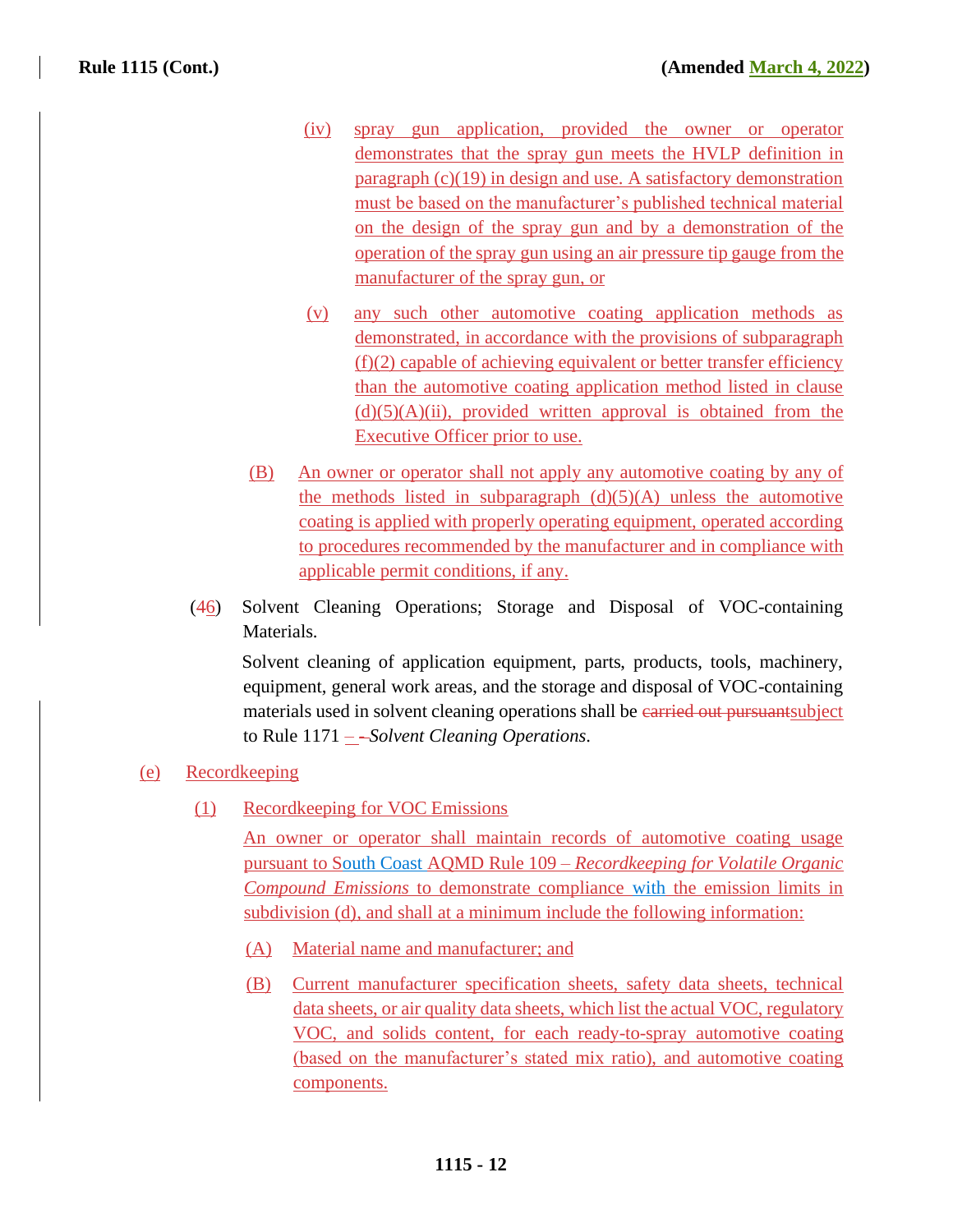(iv) spray gun application, provided the owner or operator demonstrates that the spray gun meets the HVLP definition in paragraph (c)(19) in design and use. A satisfactory demonstration must be based on the manufacturer's published technical material on the design of the spray gun and by a demonstration of the operation of the spray gun using an air pressure tip gauge from the manufacturer of the spray gun, or

(v) any such other automotive coating application methods as demonstrated, in accordance with the provisions of subparagraph (f)(2) capable of achieving equivalent or better transfer efficiency than the automotive coating application method listed in clause (d)(5)(A)(ii), provided written approval is obtained from the Executive Officer prior to use.

(B) An owner or operator shall not apply any automotive coating by any of the methods listed in subparagraph (d)(5)(A) unless the automotive coating is applied with properly operating equipment, operated according to procedures recommended by the manufacturer and in compliance with applicable permit conditions, if any.

(46) Solvent Cleaning Operations; Storage and Disposal of VOC-containing Materials.

Solvent cleaning of application equipment, parts, products, tools, machinery, equipment, general work areas, and the storage and disposal of VOC-containing materials used in solvent cleaning operations shall be carried out pursuantsubject to Rule 1171 – -*Solvent Cleaning Operations*.

(e) Recordkeeping

(1) Recordkeeping for VOC Emissions

An owner or operator shall maintain records of automotive coating usage pursuant to South Coast AQMD Rule 109 – *Recordkeeping for Volatile Organic Compound Emissions* to demonstrate compliance with the emission limits in subdivision (d), and shall at a minimum include the following information:

(A) Material name and manufacturer; and

(B) Current manufacturer specification sheets, safety data sheets, technical data sheets, or air quality data sheets, which list the actual VOC, regulatory VOC, and solids content, for each ready-to-spray automotive coating (based on the manufacturer's stated mix ratio), and automotive coating components.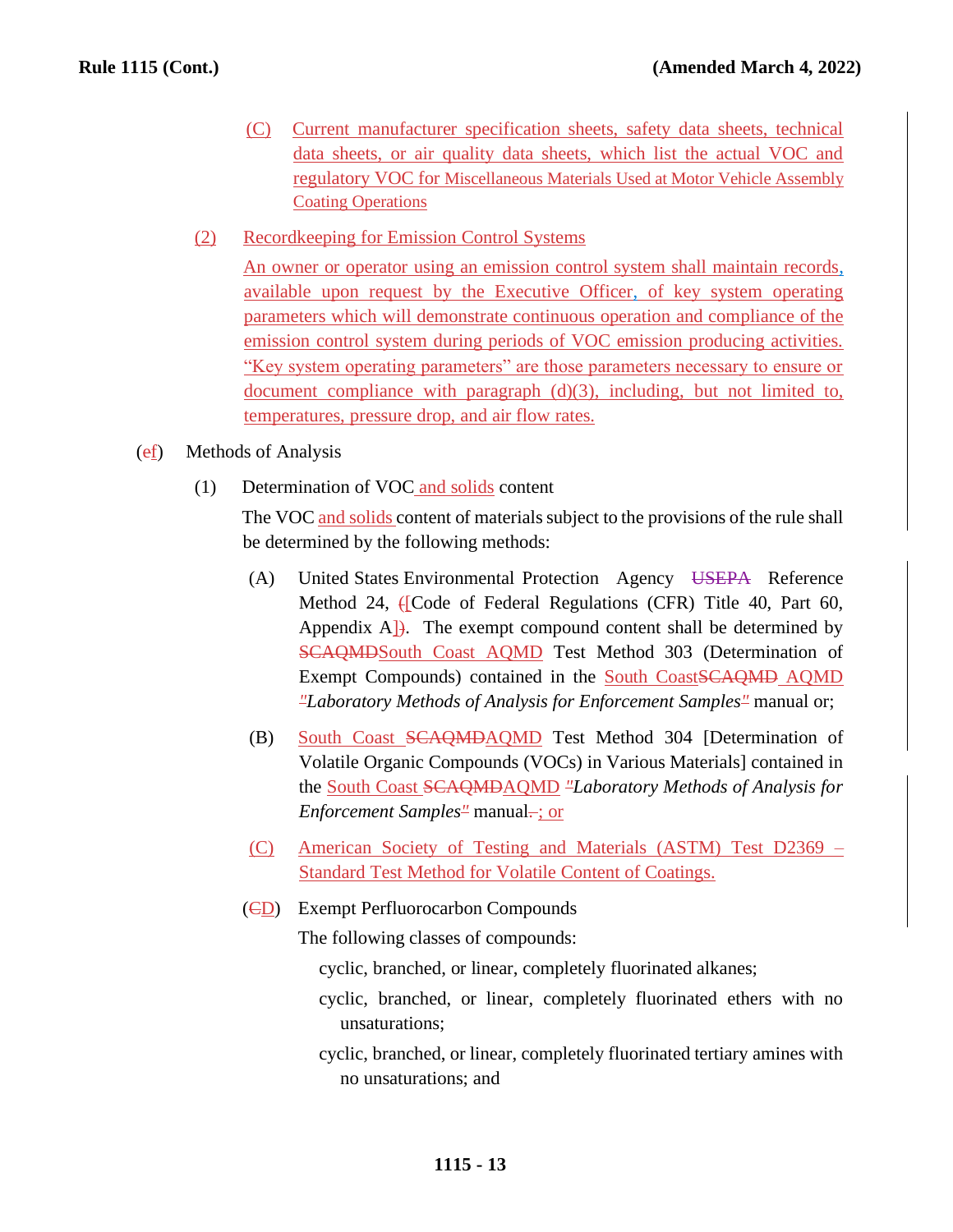(C) Current manufacturer specification sheets, safety data sheets, technical data sheets, or air quality data sheets, which list the actual VOC and regulatory VOC for Miscellaneous Materials Used at Motor Vehicle Assembly Coating Operations

(2) Recordkeeping for Emission Control Systems

An owner or operator using an emission control system shall maintain records, available upon request by the Executive Officer, of key system operating parameters which will demonstrate continuous operation and compliance of the emission control system during periods of VOC emission producing activities. "Key system operating parameters" are those parameters necessary to ensure or document compliance with paragraph (d)(3), including, but not limited to, temperatures, pressure drop, and air flow rates.

(ef) Methods of Analysis

(1) Determination of VOC and solids content

The VOC and solids content of materials subject to the provisions of the rule shall be determined by the following methods:

(A) United States Environmental Protection Agency USEPA Reference Method 24, ([Code of Federal Regulations (CFR) Title 40, Part 60, Appendix A]). The exempt compound content shall be determined by SCAQMDSouth Coast AQMD Test Method 303 (Determination of Exempt Compounds) contained in the South CoastSCAQMD AQMD "*Laboratory Methods of Analysis for Enforcement Samples*" manual or;

(B) South Coast SCAQMDAQMD Test Method 304 [Determination of Volatile Organic Compounds (VOCs) in Various Materials] contained in the South Coast SCAQMDAQMD "*Laboratory Methods of Analysis for Enforcement Samples*" manual.; or

(C) American Society of Testing and Materials (ASTM) Test D2369 – Standard Test Method for Volatile Content of Coatings.

(CD) Exempt Perfluorocarbon Compounds

The following classes of compounds:

cyclic, branched, or linear, completely fluorinated alkanes;

cyclic, branched, or linear, completely fluorinated ethers with no unsaturations;

cyclic, branched, or linear, completely fluorinated tertiary amines with no unsaturations; and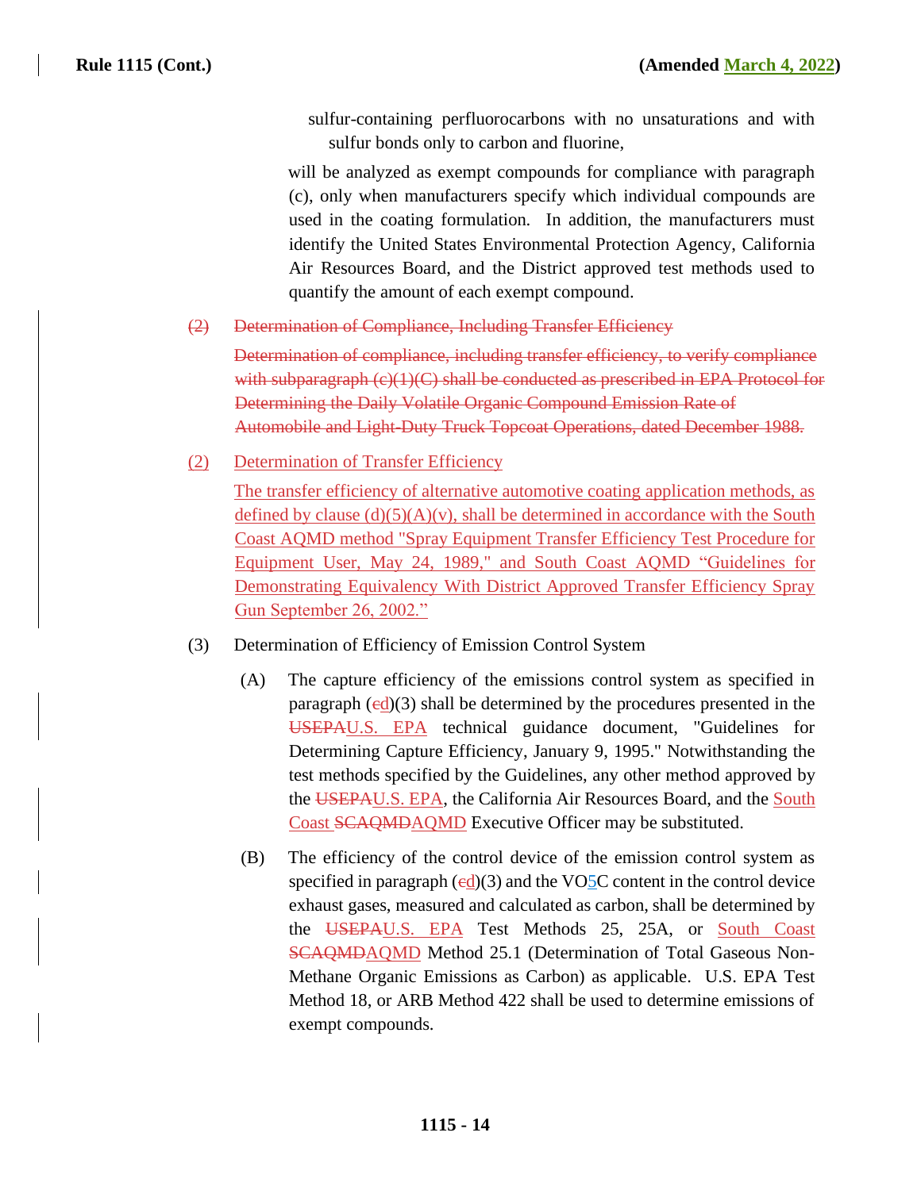sulfur-containing perfluorocarbons with no unsaturations and with sulfur bonds only to carbon and fluorine,

will be analyzed as exempt compounds for compliance with paragraph (c), only when manufacturers specify which individual compounds are used in the coating formulation. In addition, the manufacturers must identify the United States Environmental Protection Agency, California Air Resources Board, and the District approved test methods used to quantify the amount of each exempt compound.

~~(2) Determination of Compliance, Including Transfer Efficiency~~

~~Determination of compliance, including transfer efficiency, to verify compliance with subparagraph (c)(1)(C) shall be conducted as prescribed in EPA Protocol for Determining the Daily Volatile Organic Compound Emission Rate of Automobile and Light-Duty Truck Topcoat Operations, dated December 1988.~~

(2) Determination of Transfer Efficiency

The transfer efficiency of alternative automotive coating application methods, as defined by clause (d)(5)(A)(v), shall be determined in accordance with the South Coast AQMD method "Spray Equipment Transfer Efficiency Test Procedure for Equipment User, May 24, 1989," and South Coast AQMD "Guidelines for Demonstrating Equivalency With District Approved Transfer Efficiency Spray Gun September 26, 2002."

(3) Determination of Efficiency of Emission Control System

(A) The capture efficiency of the emissions control system as specified in paragraph (~~c~~d)(3) shall be determined by the procedures presented in the ~~USEPA~~U.S. EPA technical guidance document, "Guidelines for Determining Capture Efficiency, January 9, 1995." Notwithstanding the test methods specified by the Guidelines, any other method approved by the ~~USEPA~~U.S. EPA, the California Air Resources Board, and the South Coast ~~SCAQMD~~AQMD Executive Officer may be substituted.

(B) The efficiency of the control device of the emission control system as specified in paragraph (~~c~~d)(3) and the VO5C content in the control device exhaust gases, measured and calculated as carbon, shall be determined by the ~~USEPA~~U.S. EPA Test Methods 25, 25A, or South Coast ~~SCAQMD~~AQMD Method 25.1 (Determination of Total Gaseous Non-Methane Organic Emissions as Carbon) as applicable. U.S. EPA Test Method 18, or ARB Method 422 shall be used to determine emissions of exempt compounds.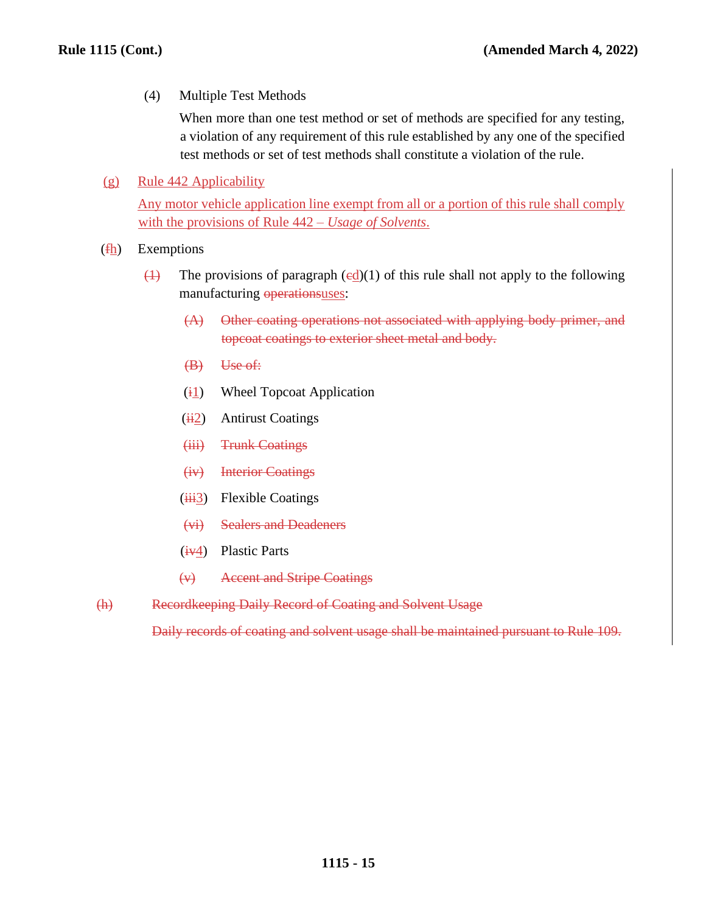(4) Multiple Test Methods

When more than one test method or set of methods are specified for any testing, a violation of any requirement of this rule established by any one of the specified test methods or set of test methods shall constitute a violation of the rule.

(g) Rule 442 Applicability

Any motor vehicle application line exempt from all or a portion of this rule shall comply with the provisions of Rule 442 – *Usage of Solvents*.

(~~f~~h) Exemptions

~~(1)~~ The provisions of paragraph (~~c~~d)(1) of this rule shall not apply to the following manufacturing ~~operations~~uses:

~~(A) Other coating operations not associated with applying body primer, and topcoat coatings to exterior sheet metal and body.~~

~~(B) Use of:~~

(~~i~~1) Wheel Topcoat Application

(~~ii~~2) Antirust Coatings

~~(iii) Trunk Coatings~~

~~(iv) Interior Coatings~~

(~~iii~~3) Flexible Coatings

~~(vi) Sealers and Deadeners~~

(~~iv~~4) Plastic Parts

~~(v) Accent and Stripe Coatings~~

~~(h) Recordkeeping Daily Record of Coating and Solvent Usage~~

~~Daily records of coating and solvent usage shall be maintained pursuant to Rule 109.~~